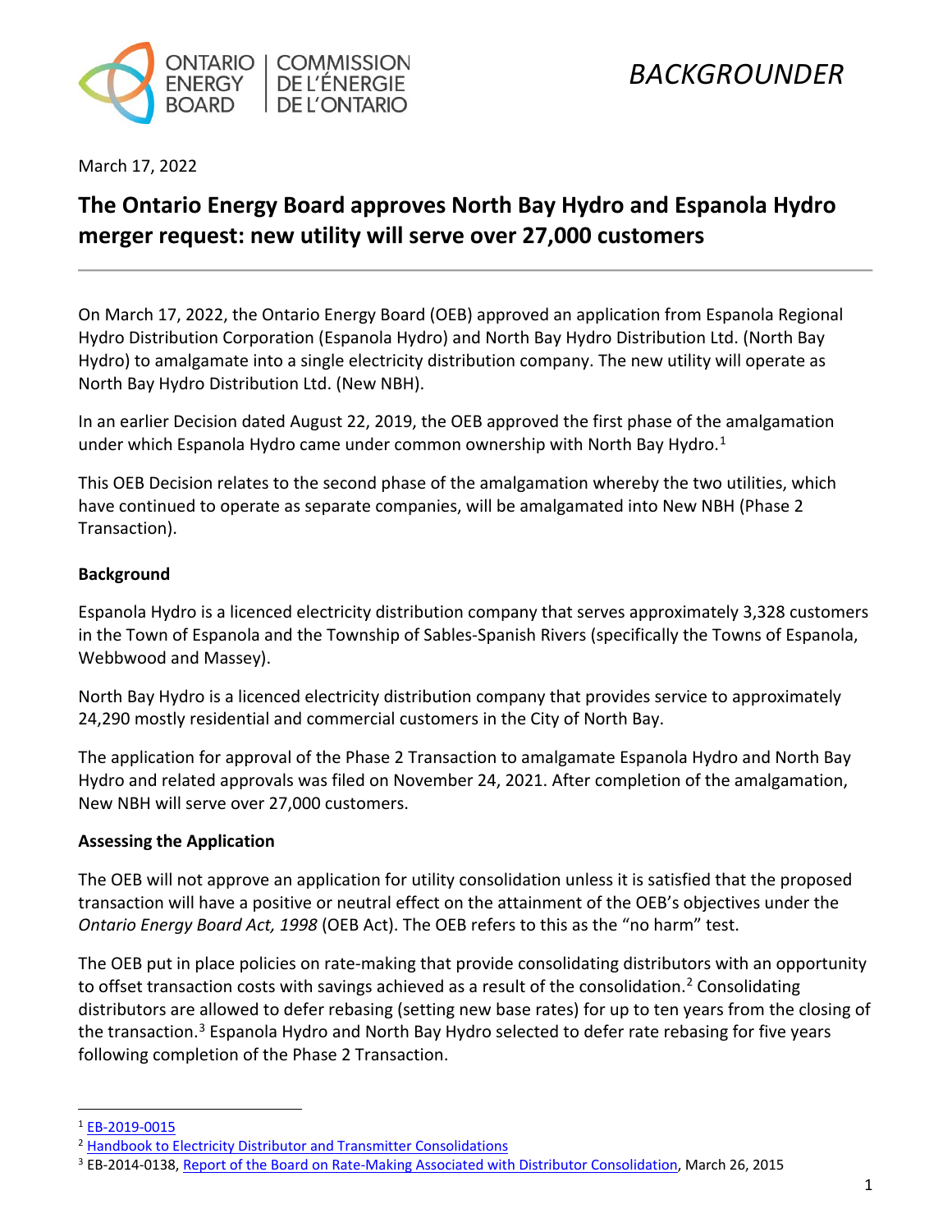ONTARIO ENERGY BOARD | COMMISSION DE L'ÉNERGIE DE L'ONTARIO

*BACKGROUNDER*

March 17, 2022

# The Ontario Energy Board approves North Bay Hydro and Espanola Hydro merger request: new utility will serve over 27,000 customers

On March 17, 2022, the Ontario Energy Board (OEB) approved an application from Espanola Regional Hydro Distribution Corporation (Espanola Hydro) and North Bay Hydro Distribution Ltd. (North Bay Hydro) to amalgamate into a single electricity distribution company. The new utility will operate as North Bay Hydro Distribution Ltd. (New NBH).

In an earlier Decision dated August 22, 2019, the OEB approved the first phase of the amalgamation under which Espanola Hydro came under common ownership with North Bay Hydro.[1]

This OEB Decision relates to the second phase of the amalgamation whereby the two utilities, which have continued to operate as separate companies, will be amalgamated into New NBH (Phase 2 Transaction).

**Background**

Espanola Hydro is a licenced electricity distribution company that serves approximately 3,328 customers in the Town of Espanola and the Township of Sables-Spanish Rivers (specifically the Towns of Espanola, Webbwood and Massey).

North Bay Hydro is a licenced electricity distribution company that provides service to approximately 24,290 mostly residential and commercial customers in the City of North Bay.

The application for approval of the Phase 2 Transaction to amalgamate Espanola Hydro and North Bay Hydro and related approvals was filed on November 24, 2021. After completion of the amalgamation, New NBH will serve over 27,000 customers.

**Assessing the Application**

The OEB will not approve an application for utility consolidation unless it is satisfied that the proposed transaction will have a positive or neutral effect on the attainment of the OEB's objectives under the *Ontario Energy Board Act, 1998* (OEB Act). The OEB refers to this as the "no harm" test.

The OEB put in place policies on rate-making that provide consolidating distributors with an opportunity to offset transaction costs with savings achieved as a result of the consolidation.[2] Consolidating distributors are allowed to defer rebasing (setting new base rates) for up to ten years from the closing of the transaction.[3] Espanola Hydro and North Bay Hydro selected to defer rate rebasing for five years following completion of the Phase 2 Transaction.

---

[1] EB-2019-0015

[2] Handbook to Electricity Distributor and Transmitter Consolidations

[3] EB-2014-0138, Report of the Board on Rate-Making Associated with Distributor Consolidation, March 26, 2015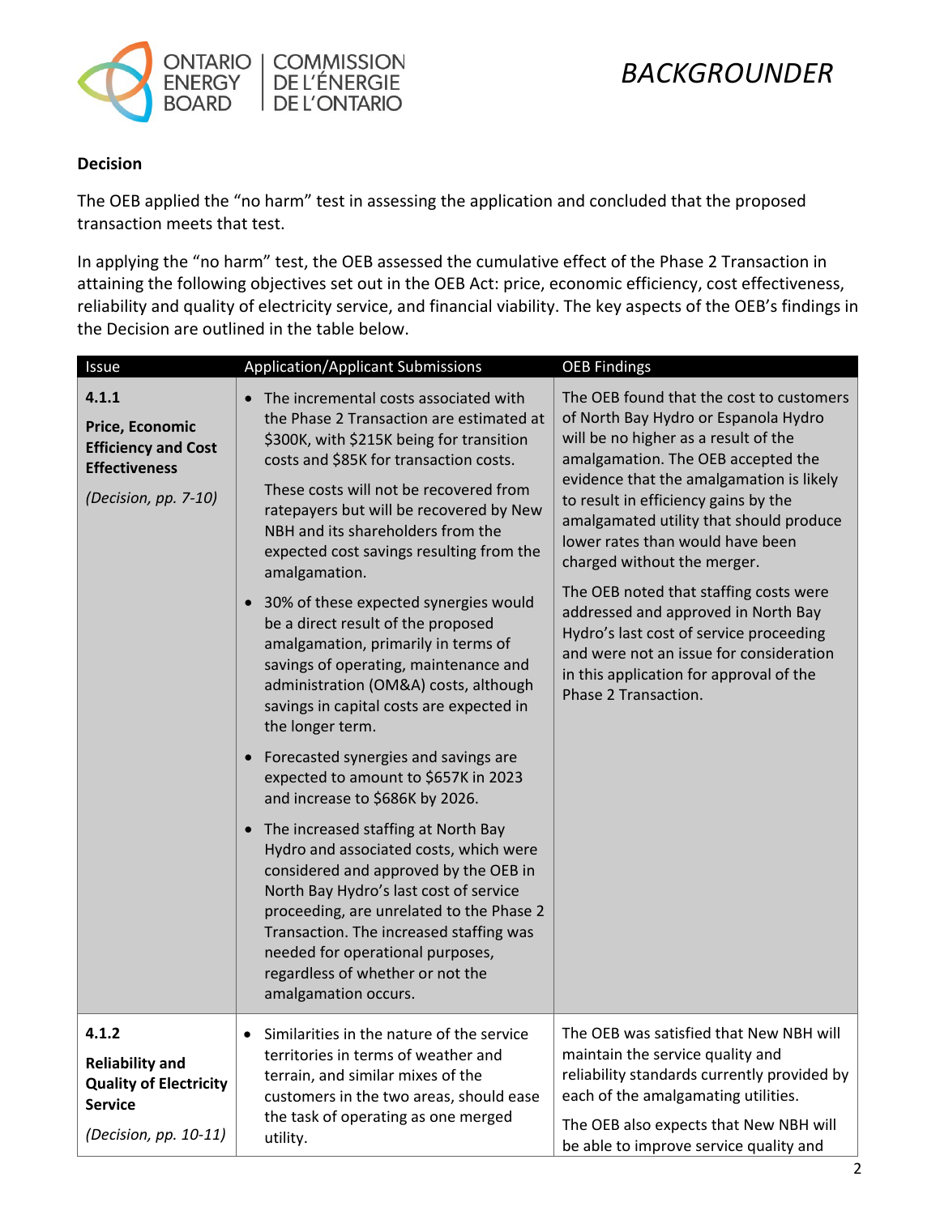**Decision**

The OEB applied the "no harm" test in assessing the application and concluded that the proposed transaction meets that test.

In applying the "no harm" test, the OEB assessed the cumulative effect of the Phase 2 Transaction in attaining the following objectives set out in the OEB Act: price, economic efficiency, cost effectiveness, reliability and quality of electricity service, and financial viability. The key aspects of the OEB's findings in the Decision are outlined in the table below.

| Issue | Application/Applicant Submissions | OEB Findings |
|---|---|---|
| **4.1.1** **Price, Economic Efficiency and Cost Effectiveness** *(Decision, pp. 7-10)* | • The incremental costs associated with the Phase 2 Transaction are estimated at \$300K, with \$215K being for transition costs and \$85K for transaction costs. These costs will not be recovered from ratepayers but will be recovered by New NBH and its shareholders from the expected cost savings resulting from the amalgamation. <br>• 30% of these expected synergies would be a direct result of the proposed amalgamation, primarily in terms of savings of operating, maintenance and administration (OM&A) costs, although savings in capital costs are expected in the longer term. <br>• Forecasted synergies and savings are expected to amount to \$657K in 2023 and increase to \$686K by 2026. <br>• The increased staffing at North Bay Hydro and associated costs, which were considered and approved by the OEB in North Bay Hydro's last cost of service proceeding, are unrelated to the Phase 2 Transaction. The increased staffing was needed for operational purposes, regardless of whether or not the amalgamation occurs. | The OEB found that the cost to customers of North Bay Hydro or Espanola Hydro will be no higher as a result of the amalgamation. The OEB accepted the evidence that the amalgamation is likely to result in efficiency gains by the amalgamated utility that should produce lower rates than would have been charged without the merger. The OEB noted that staffing costs were addressed and approved in North Bay Hydro's last cost of service proceeding and were not an issue for consideration in this application for approval of the Phase 2 Transaction. |
| **4.1.2** **Reliability and Quality of Electricity Service** *(Decision, pp. 10-11)* | • Similarities in the nature of the service territories in terms of weather and terrain, and similar mixes of the customers in the two areas, should ease the task of operating as one merged utility. | The OEB was satisfied that New NBH will maintain the service quality and reliability standards currently provided by each of the amalgamating utilities. The OEB also expects that New NBH will be able to improve service quality and |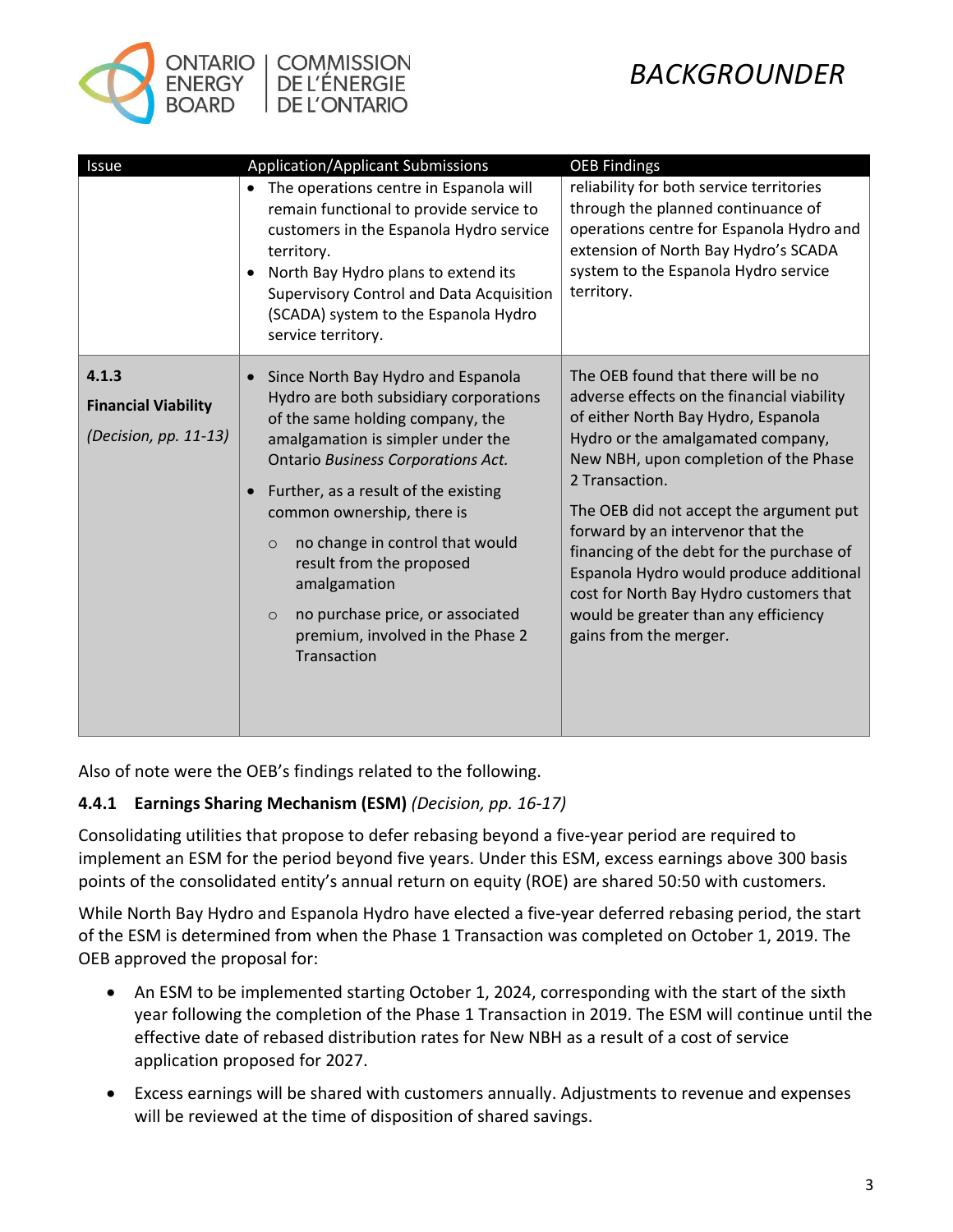| Issue | Application/Applicant Submissions | OEB Findings |
|---|---|---|
| | • The operations centre in Espanola will remain functional to provide service to customers in the Espanola Hydro service territory.<br>• North Bay Hydro plans to extend its Supervisory Control and Data Acquisition (SCADA) system to the Espanola Hydro service territory. | reliability for both service territories through the planned continuance of operations centre for Espanola Hydro and extension of North Bay Hydro's SCADA system to the Espanola Hydro service territory. |
| **4.1.3**<br>**Financial Viability**<br>*(Decision, pp. 11-13)* | • Since North Bay Hydro and Espanola Hydro are both subsidiary corporations of the same holding company, the amalgamation is simpler under the Ontario *Business Corporations Act.*<br>• Further, as a result of the existing common ownership, there is<br>&nbsp;&nbsp;○ no change in control that would result from the proposed amalgamation<br>&nbsp;&nbsp;○ no purchase price, or associated premium, involved in the Phase 2 Transaction | The OEB found that there will be no adverse effects on the financial viability of either North Bay Hydro, Espanola Hydro or the amalgamated company, New NBH, upon completion of the Phase 2 Transaction.<br><br>The OEB did not accept the argument put forward by an intervenor that the financing of the debt for the purchase of Espanola Hydro would produce additional cost for North Bay Hydro customers that would be greater than any efficiency gains from the merger. |

Also of note were the OEB's findings related to the following.

### 4.4.1 Earnings Sharing Mechanism (ESM) *(Decision, pp. 16-17)*

Consolidating utilities that propose to defer rebasing beyond a five-year period are required to implement an ESM for the period beyond five years. Under this ESM, excess earnings above 300 basis points of the consolidated entity's annual return on equity (ROE) are shared 50:50 with customers.

While North Bay Hydro and Espanola Hydro have elected a five-year deferred rebasing period, the start of the ESM is determined from when the Phase 1 Transaction was completed on October 1, 2019. The OEB approved the proposal for:

- An ESM to be implemented starting October 1, 2024, corresponding with the start of the sixth year following the completion of the Phase 1 Transaction in 2019. The ESM will continue until the effective date of rebased distribution rates for New NBH as a result of a cost of service application proposed for 2027.
- Excess earnings will be shared with customers annually. Adjustments to revenue and expenses will be reviewed at the time of disposition of shared savings.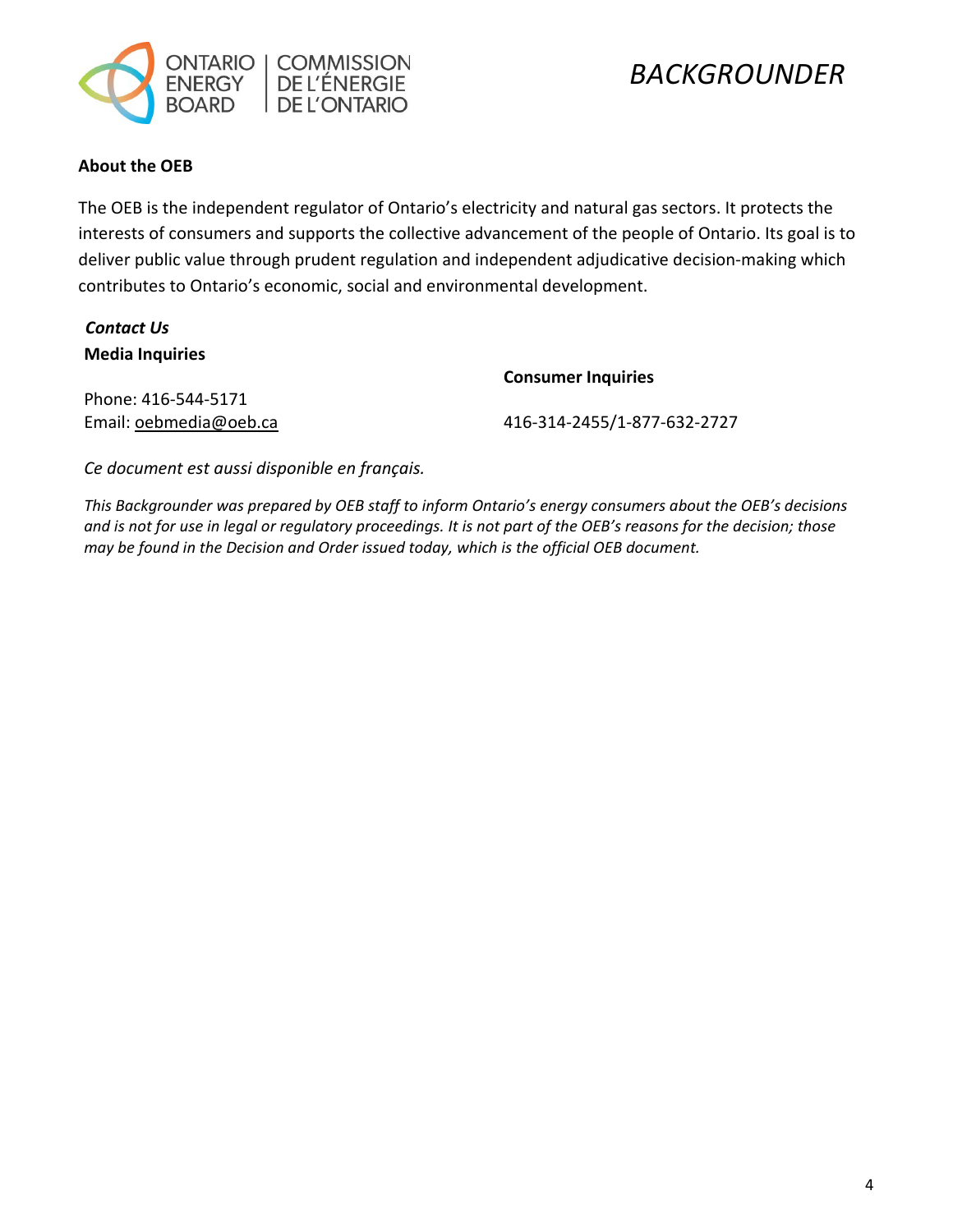**About the OEB**

The OEB is the independent regulator of Ontario's electricity and natural gas sectors. It protects the interests of consumers and supports the collective advancement of the people of Ontario. Its goal is to deliver public value through prudent regulation and independent adjudicative decision-making which contributes to Ontario's economic, social and environmental development.

***Contact Us***

**Media Inquiries**

Phone: 416-544-5171
Email: oebmedia@oeb.ca

**Consumer Inquiries**

416-314-2455/1-877-632-2727

*Ce document est aussi disponible en français.*

*This Backgrounder was prepared by OEB staff to inform Ontario's energy consumers about the OEB's decisions and is not for use in legal or regulatory proceedings. It is not part of the OEB's reasons for the decision; those may be found in the Decision and Order issued today, which is the official OEB document.*